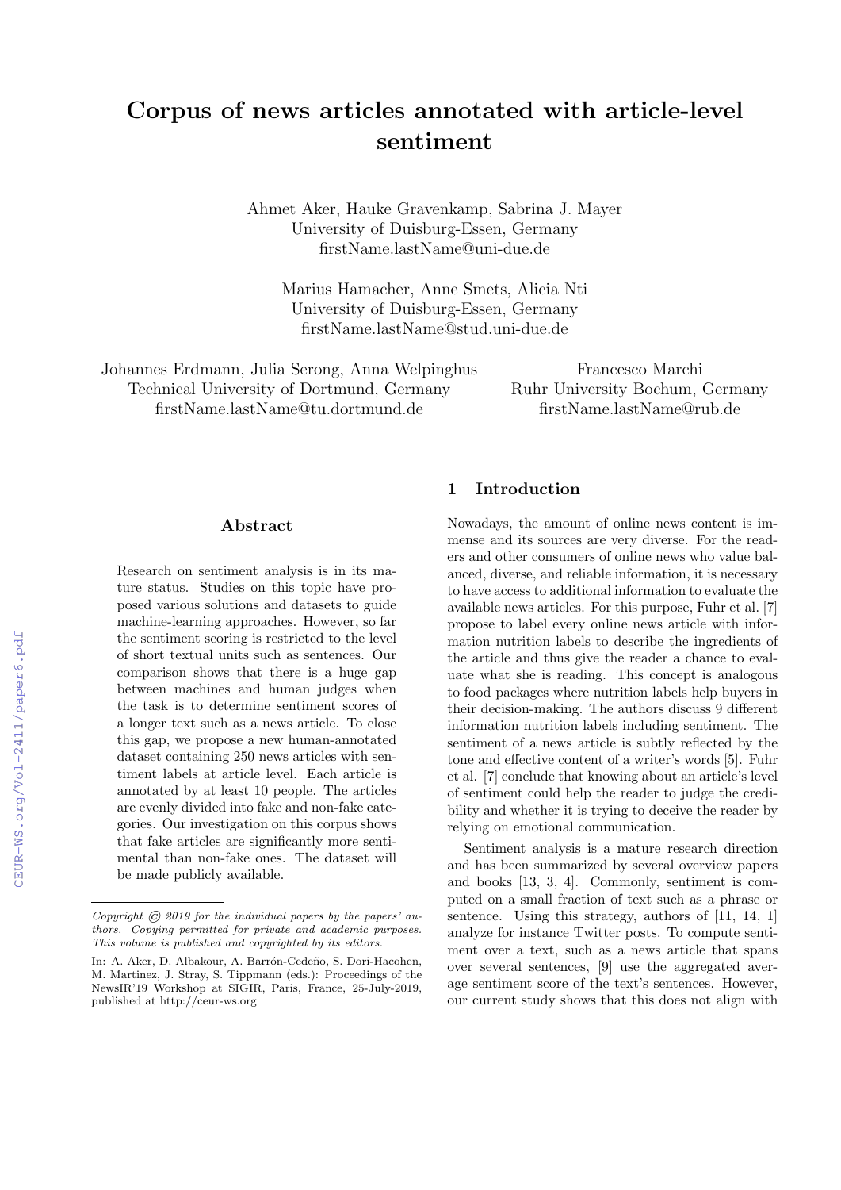# Corpus of news articles annotated with article-level sentiment

Ahmet Aker, Hauke Gravenkamp, Sabrina J. Mayer
University of Duisburg-Essen, Germany
firstName.lastName@uni-due.de

Marius Hamacher, Anne Smets, Alicia Nti
University of Duisburg-Essen, Germany
firstName.lastName@stud.uni-due.de

Johannes Erdmann, Julia Serong, Anna Welpinghus
Technical University of Dortmund, Germany
firstName.lastName@tu.dortmund.de

Francesco Marchi
Ruhr University Bochum, Germany
firstName.lastName@rub.de

## Abstract

Research on sentiment analysis is in its mature status. Studies on this topic have proposed various solutions and datasets to guide machine-learning approaches. However, so far the sentiment scoring is restricted to the level of short textual units such as sentences. Our comparison shows that there is a huge gap between machines and human judges when the task is to determine sentiment scores of a longer text such as a news article. To close this gap, we propose a new human-annotated dataset containing 250 news articles with sentiment labels at article level. Each article is annotated by at least 10 people. The articles are evenly divided into fake and non-fake categories. Our investigation on this corpus shows that fake articles are significantly more sentimental than non-fake ones. The dataset will be made publicly available.

*Copyright © 2019 for the individual papers by the papers' authors. Copying permitted for private and academic purposes. This volume is published and copyrighted by its editors.*

In: A. Aker, D. Albakour, A. Barrón-Cedeño, S. Dori-Hacohen, M. Martinez, J. Stray, S. Tippmann (eds.): Proceedings of the NewsIR'19 Workshop at SIGIR, Paris, France, 25-July-2019, published at http://ceur-ws.org

## 1 Introduction

Nowadays, the amount of online news content is immense and its sources are very diverse. For the readers and other consumers of online news who value balanced, diverse, and reliable information, it is necessary to have access to additional information to evaluate the available news articles. For this purpose, Fuhr et al. [7] propose to label every online news article with information nutrition labels to describe the ingredients of the article and thus give the reader a chance to evaluate what she is reading. This concept is analogous to food packages where nutrition labels help buyers in their decision-making. The authors discuss 9 different information nutrition labels including sentiment. The sentiment of a news article is subtly reflected by the tone and effective content of a writer's words [5]. Fuhr et al. [7] conclude that knowing about an article's level of sentiment could help the reader to judge the credibility and whether it is trying to deceive the reader by relying on emotional communication.

Sentiment analysis is a mature research direction and has been summarized by several overview papers and books [13, 3, 4]. Commonly, sentiment is computed on a small fraction of text such as a phrase or sentence. Using this strategy, authors of [11, 14, 1] analyze for instance Twitter posts. To compute sentiment over a text, such as a news article that spans over several sentences, [9] use the aggregated average sentiment score of the text's sentences. However, our current study shows that this does not align with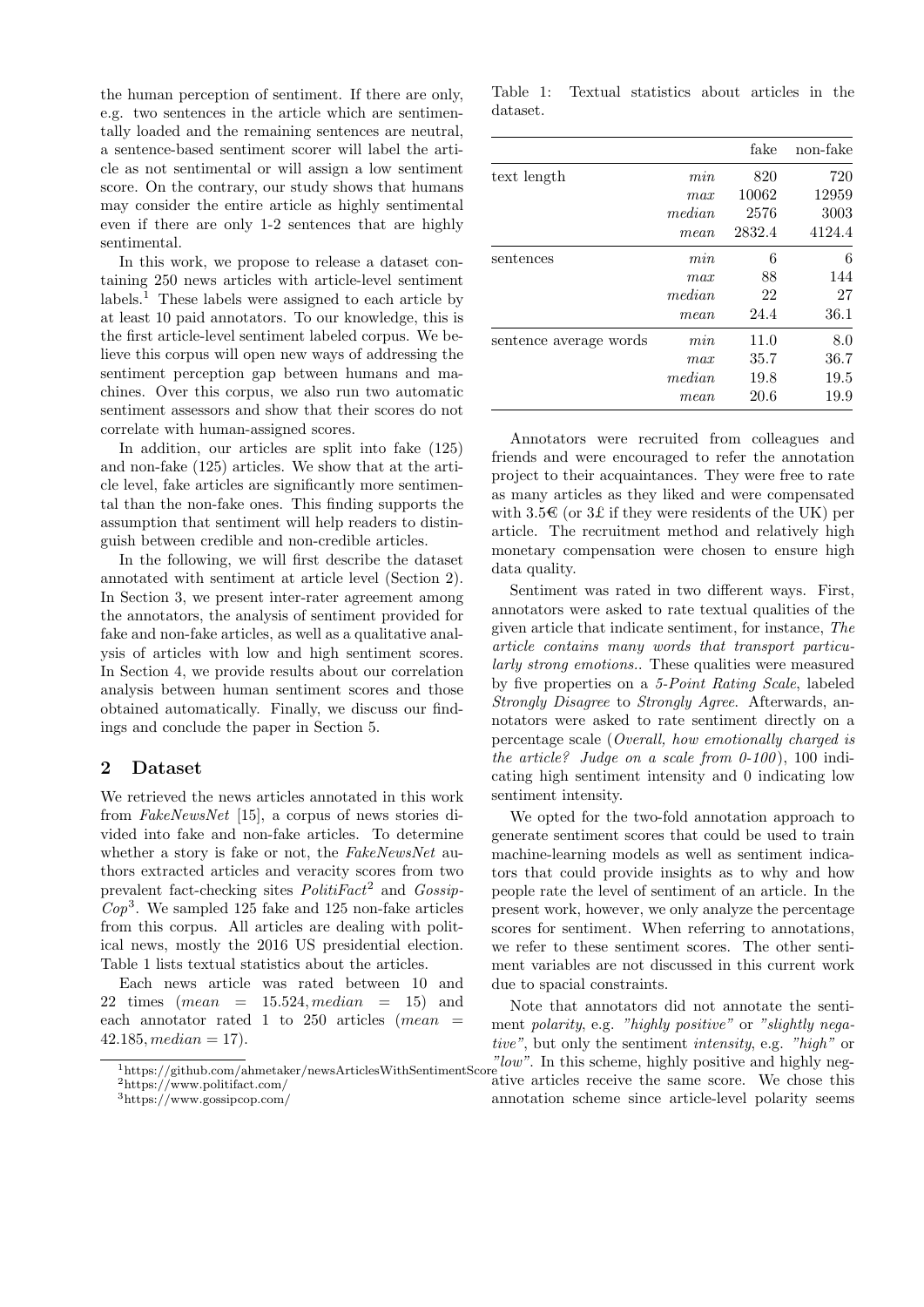the human perception of sentiment. If there are only, e.g. two sentences in the article which are sentimentally loaded and the remaining sentences are neutral, a sentence-based sentiment scorer will label the article as not sentimental or will assign a low sentiment score. On the contrary, our study shows that humans may consider the entire article as highly sentimental even if there are only 1-2 sentences that are highly sentimental.

In this work, we propose to release a dataset containing 250 news articles with article-level sentiment labels.[1] These labels were assigned to each article by at least 10 paid annotators. To our knowledge, this is the first article-level sentiment labeled corpus. We believe this corpus will open new ways of addressing the sentiment perception gap between humans and machines. Over this corpus, we also run two automatic sentiment assessors and show that their scores do not correlate with human-assigned scores.

In addition, our articles are split into fake (125) and non-fake (125) articles. We show that at the article level, fake articles are significantly more sentimental than the non-fake ones. This finding supports the assumption that sentiment will help readers to distinguish between credible and non-credible articles.

In the following, we will first describe the dataset annotated with sentiment at article level (Section 2). In Section 3, we present inter-rater agreement among the annotators, the analysis of sentiment provided for fake and non-fake articles, as well as a qualitative analysis of articles with low and high sentiment scores. In Section 4, we provide results about our correlation analysis between human sentiment scores and those obtained automatically. Finally, we discuss our findings and conclude the paper in Section 5.

## 2 Dataset

We retrieved the news articles annotated in this work from *FakeNewsNet* [15], a corpus of news stories divided into fake and non-fake articles. To determine whether a story is fake or not, the *FakeNewsNet* authors extracted articles and veracity scores from two prevalent fact-checking sites *PolitiFact*[2] and *GossipCop*[3]. We sampled 125 fake and 125 non-fake articles from this corpus. All articles are dealing with political news, mostly the 2016 US presidential election. Table 1 lists textual statistics about the articles.

Each news article was rated between 10 and 22 times ($mean = 15.524, median = 15$) and each annotator rated 1 to 250 articles ($mean = 42.185, median = 17$).

Table 1: Textual statistics about articles in the dataset.

| | | fake | non-fake |
|---|---|---|---|
| text length | *min* | 820 | 720 |
| | *max* | 10062 | 12959 |
| | *median* | 2576 | 3003 |
| | *mean* | 2832.4 | 4124.4 |
| sentences | *min* | 6 | 6 |
| | *max* | 88 | 144 |
| | *median* | 22 | 27 |
| | *mean* | 24.4 | 36.1 |
| sentence average words | *min* | 11.0 | 8.0 |
| | *max* | 35.7 | 36.7 |
| | *median* | 19.8 | 19.5 |
| | *mean* | 20.6 | 19.9 |

Annotators were recruited from colleagues and friends and were encouraged to refer the annotation project to their acquaintances. They were free to rate as many articles as they liked and were compensated with 3.5€ (or 3£ if they were residents of the UK) per article. The recruitment method and relatively high monetary compensation were chosen to ensure high data quality.

Sentiment was rated in two different ways. First, annotators were asked to rate textual qualities of the given article that indicate sentiment, for instance, *The article contains many words that transport particularly strong emotions.*. These qualities were measured by five properties on a *5-Point Rating Scale*, labeled *Strongly Disagree* to *Strongly Agree*. Afterwards, annotators were asked to rate sentiment directly on a percentage scale (*Overall, how emotionally charged is the article? Judge on a scale from 0-100*), 100 indicating high sentiment intensity and 0 indicating low sentiment intensity.

We opted for the two-fold annotation approach to generate sentiment scores that could be used to train machine-learning models as well as sentiment indicators that could provide insights as to why and how people rate the level of sentiment of an article. In the present work, however, we only analyze the percentage scores for sentiment. When referring to annotations, we refer to these sentiment scores. The other sentiment variables are not discussed in this current work due to spacial constraints.

Note that annotators did not annotate the sentiment *polarity*, e.g. *"highly positive"* or *"slightly negative"*, but only the sentiment *intensity*, e.g. *"high"* or *"low"*. In this scheme, highly positive and highly negative articles receive the same score. We chose this annotation scheme since article-level polarity seems

[1] https://github.com/ahmetaker/newsArticlesWithSentimentScore

[2] https://www.politifact.com/

[3] https://www.gossipcop.com/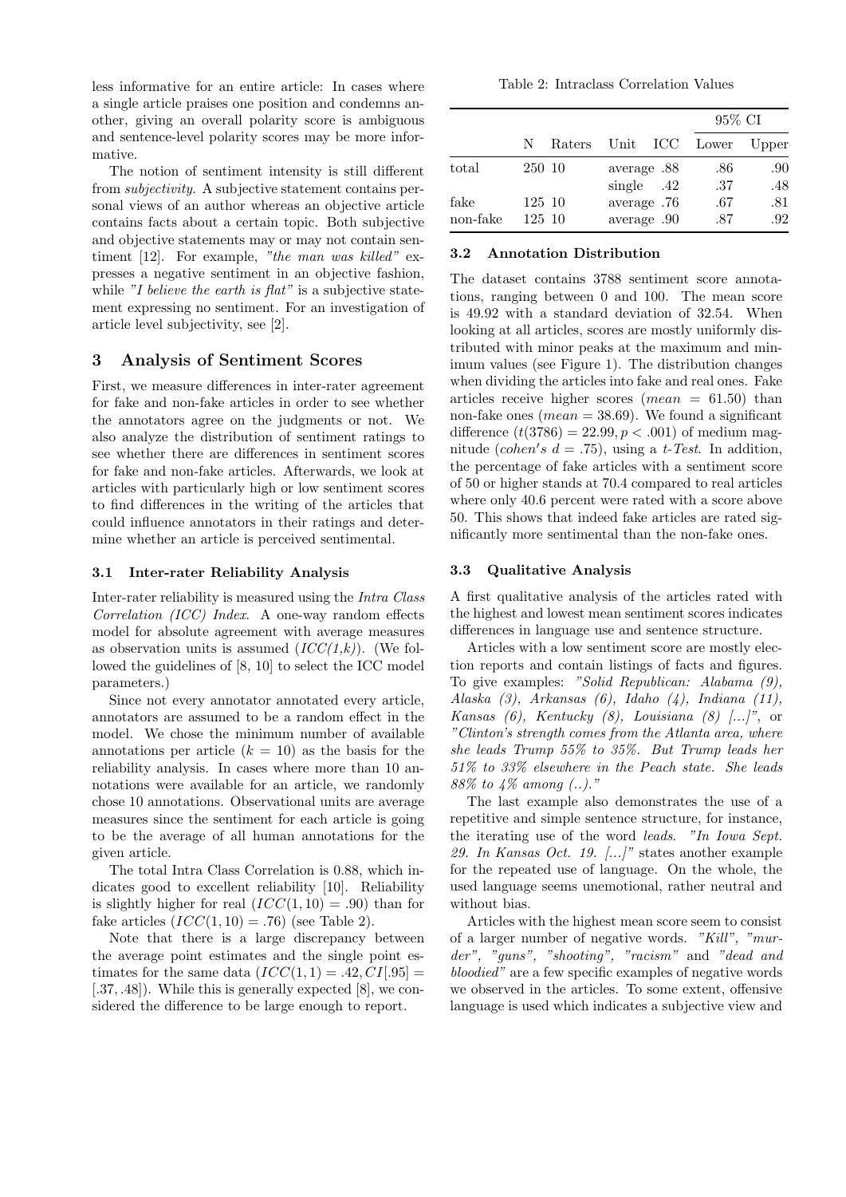less informative for an entire article: In cases where a single article praises one position and condemns another, giving an overall polarity score is ambiguous and sentence-level polarity scores may be more informative.

The notion of sentiment intensity is still different from *subjectivity*. A subjective statement contains personal views of an author whereas an objective article contains facts about a certain topic. Both subjective and objective statements may or may not contain sentiment [12]. For example, *"the man was killed"* expresses a negative sentiment in an objective fashion, while *"I believe the earth is flat"* is a subjective statement expressing no sentiment. For an investigation of article level subjectivity, see [2].

## 3 Analysis of Sentiment Scores

First, we measure differences in inter-rater agreement for fake and non-fake articles in order to see whether the annotators agree on the judgments or not. We also analyze the distribution of sentiment ratings to see whether there are differences in sentiment scores for fake and non-fake articles. Afterwards, we look at articles with particularly high or low sentiment scores to find differences in the writing of the articles that could influence annotators in their ratings and determine whether an article is perceived sentimental.

### 3.1 Inter-rater Reliability Analysis

Inter-rater reliability is measured using the *Intra Class Correlation (ICC) Index*. A one-way random effects model for absolute agreement with average measures as observation units is assumed (*ICC(1,k)*). (We followed the guidelines of [8, 10] to select the ICC model parameters.)

Since not every annotator annotated every article, annotators are assumed to be a random effect in the model. We chose the minimum number of available annotations per article ($k = 10$) as the basis for the reliability analysis. In cases where more than 10 annotations were available for an article, we randomly chose 10 annotations. Observational units are average measures since the sentiment for each article is going to be the average of all human annotations for the given article.

The total Intra Class Correlation is 0.88, which indicates good to excellent reliability [10]. Reliability is slightly higher for real ($ICC(1, 10) = .90$) than for fake articles ($ICC(1, 10) = .76$) (see Table 2).

Note that there is a large discrepancy between the average point estimates and the single point estimates for the same data ($ICC(1, 1) = .42, CI[.95] = [.37, .48]$). While this is generally expected [8], we considered the difference to be large enough to report.

Table 2: Intraclass Correlation Values

| | | | | | 95% CI | |
|---|---|---|---|---|---|---|
| | N | Raters | Unit | ICC | Lower | Upper |
| total | 250 | 10 | average | .88 | .86 | .90 |
| | | | single | .42 | .37 | .48 |
| fake | 125 | 10 | average | .76 | .67 | .81 |
| non-fake | 125 | 10 | average | .90 | .87 | .92 |

### 3.2 Annotation Distribution

The dataset contains 3788 sentiment score annotations, ranging between 0 and 100. The mean score is 49.92 with a standard deviation of 32.54. When looking at all articles, scores are mostly uniformly distributed with minor peaks at the maximum and minimum values (see Figure 1). The distribution changes when dividing the articles into fake and real ones. Fake articles receive higher scores ($mean = 61.50$) than non-fake ones ($mean = 38.69$). We found a significant difference ($t(3786) = 22.99, p < .001$) of medium magnitude ($cohen's\ d = .75$), using a *t-Test*. In addition, the percentage of fake articles with a sentiment score of 50 or higher stands at 70.4 compared to real articles where only 40.6 percent were rated with a score above 50. This shows that indeed fake articles are rated significantly more sentimental than the non-fake ones.

### 3.3 Qualitative Analysis

A first qualitative analysis of the articles rated with the highest and lowest mean sentiment scores indicates differences in language use and sentence structure.

Articles with a low sentiment score are mostly election reports and contain listings of facts and figures. To give examples: *"Solid Republican: Alabama (9), Alaska (3), Arkansas (6), Idaho (4), Indiana (11), Kansas (6), Kentucky (8), Louisiana (8) [...]"*, or *"Clinton's strength comes from the Atlanta area, where she leads Trump 55% to 35%. But Trump leads her 51% to 33% elsewhere in the Peach state. She leads 88% to 4% among (..)."*

The last example also demonstrates the use of a repetitive and simple sentence structure, for instance, the iterating use of the word *leads*. *"In Iowa Sept. 29. In Kansas Oct. 19. [...]"* states another example for the repeated use of language. On the whole, the used language seems unemotional, rather neutral and without bias.

Articles with the highest mean score seem to consist of a larger number of negative words. *"Kill"*, *"murder"*, *"guns"*, *"shooting"*, *"racism"* and *"dead and bloodied"* are a few specific examples of negative words we observed in the articles. To some extent, offensive language is used which indicates a subjective view and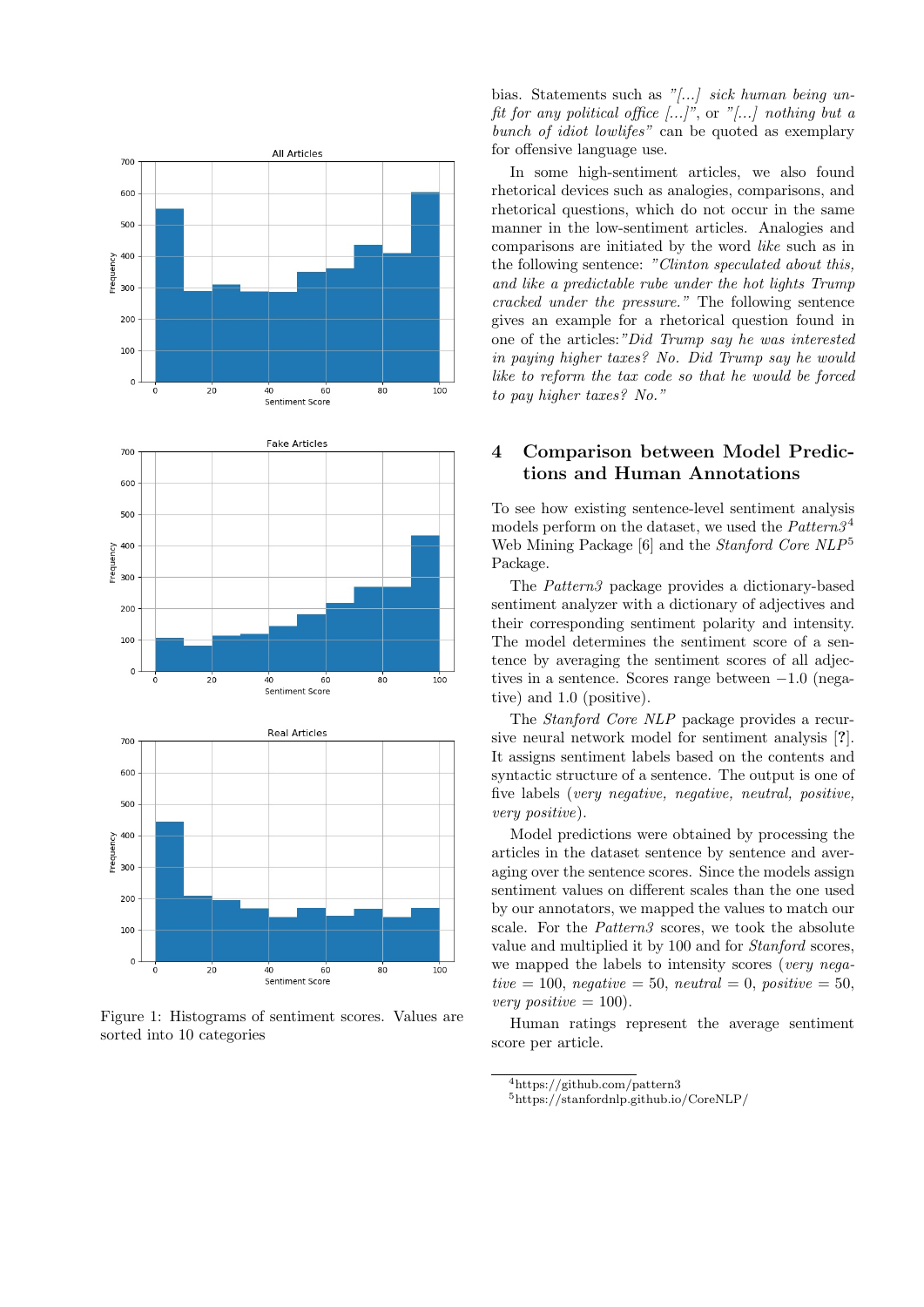Figure 1: Histograms of sentiment scores. Values are sorted into 10 categories

bias. Statements such as *"[...] sick human being unfit for any political office [...]"*, or *"[...] nothing but a bunch of idiot lowlifes"* can be quoted as exemplary for offensive language use.

In some high-sentiment articles, we also found rhetorical devices such as analogies, comparisons, and rhetorical questions, which do not occur in the same manner in the low-sentiment articles. Analogies and comparisons are initiated by the word *like* such as in the following sentence: *"Clinton speculated about this, and like a predictable rube under the hot lights Trump cracked under the pressure."* The following sentence gives an example for a rhetorical question found in one of the articles:*"Did Trump say he was interested in paying higher taxes? No. Did Trump say he would like to reform the tax code so that he would be forced to pay higher taxes? No."*

## 4 Comparison between Model Predictions and Human Annotations

To see how existing sentence-level sentiment analysis models perform on the dataset, we used the *Pattern3*[4] Web Mining Package [6] and the *Stanford Core NLP*[5] Package.

The *Pattern3* package provides a dictionary-based sentiment analyzer with a dictionary of adjectives and their corresponding sentiment polarity and intensity. The model determines the sentiment score of a sentence by averaging the sentiment scores of all adjectives in a sentence. Scores range between $-1.0$ (negative) and $1.0$ (positive).

The *Stanford Core NLP* package provides a recursive neural network model for sentiment analysis [**?**]. It assigns sentiment labels based on the contents and syntactic structure of a sentence. The output is one of five labels (*very negative, negative, neutral, positive, very positive*).

Model predictions were obtained by processing the articles in the dataset sentence by sentence and averaging over the sentence scores. Since the models assign sentiment values on different scales than the one used by our annotators, we mapped the values to match our scale. For the *Pattern3* scores, we took the absolute value and multiplied it by 100 and for *Stanford* scores, we mapped the labels to intensity scores (*very negative* = 100, *negative* = 50, *neutral* = 0, *positive* = 50, *very positive* = 100).

Human ratings represent the average sentiment score per article.

[4]https://github.com/pattern3

[5]https://stanfordnlp.github.io/CoreNLP/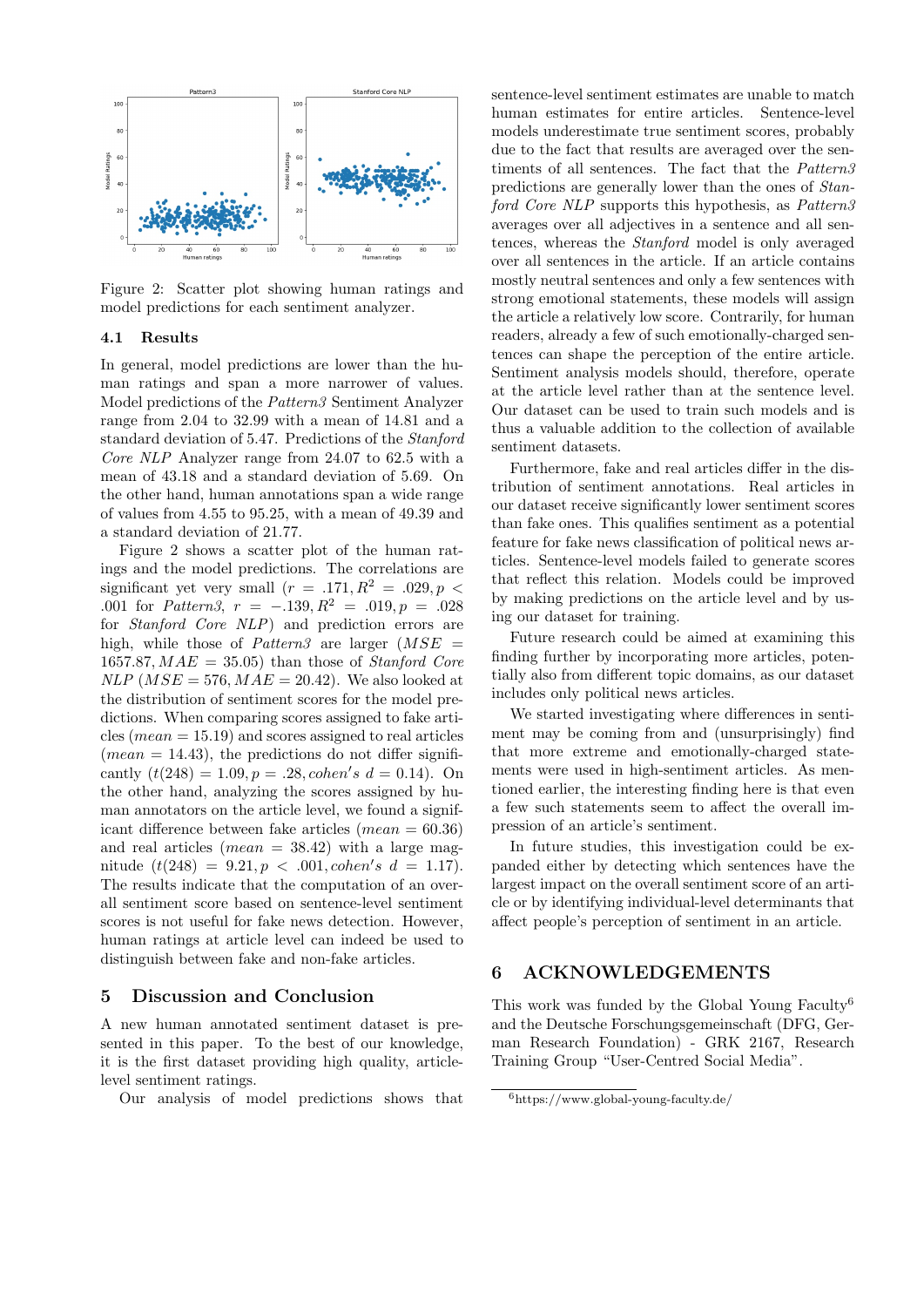Figure 2: Scatter plot showing human ratings and model predictions for each sentiment analyzer.

### 4.1 Results

In general, model predictions are lower than the human ratings and span a more narrower of values. Model predictions of the *Pattern3* Sentiment Analyzer range from 2.04 to 32.99 with a mean of 14.81 and a standard deviation of 5.47. Predictions of the *Stanford Core NLP* Analyzer range from 24.07 to 62.5 with a mean of 43.18 and a standard deviation of 5.69. On the other hand, human annotations span a wide range of values from 4.55 to 95.25, with a mean of 49.39 and a standard deviation of 21.77.

Figure 2 shows a scatter plot of the human ratings and the model predictions. The correlations are significant yet very small ($r = .171, R^2 = .029, p < .001$ for *Pattern3*, $r = -.139, R^2 = .019, p = .028$ for *Stanford Core NLP*) and prediction errors are high, while those of *Pattern3* are larger ($MSE = 1657.87, MAE = 35.05$) than those of *Stanford Core NLP* ($MSE = 576, MAE = 20.42$). We also looked at the distribution of sentiment scores for the model predictions. When comparing scores assigned to fake articles ($mean = 15.19$) and scores assigned to real articles ($mean = 14.43$), the predictions do not differ significantly ($t(248) = 1.09, p = .28, cohen's\ d = 0.14$). On the other hand, analyzing the scores assigned by human annotators on the article level, we found a significant difference between fake articles ($mean = 60.36$) and real articles ($mean = 38.42$) with a large magnitude ($t(248) = 9.21, p < .001, cohen's\ d = 1.17$). The results indicate that the computation of an overall sentiment score based on sentence-level sentiment scores is not useful for fake news detection. However, human ratings at article level can indeed be used to distinguish between fake and non-fake articles.

## 5 Discussion and Conclusion

A new human annotated sentiment dataset is presented in this paper. To the best of our knowledge, it is the first dataset providing high quality, article-level sentiment ratings.

Our analysis of model predictions shows that sentence-level sentiment estimates are unable to match human estimates for entire articles. Sentence-level models underestimate true sentiment scores, probably due to the fact that results are averaged over the sentiments of all sentences. The fact that the *Pattern3* predictions are generally lower than the ones of *Stanford Core NLP* supports this hypothesis, as *Pattern3* averages over all adjectives in a sentence and all sentences, whereas the *Stanford* model is only averaged over all sentences in the article. If an article contains mostly neutral sentences and only a few sentences with strong emotional statements, these models will assign the article a relatively low score. Contrarily, for human readers, already a few of such emotionally-charged sentences can shape the perception of the entire article. Sentiment analysis models should, therefore, operate at the article level rather than at the sentence level. Our dataset can be used to train such models and is thus a valuable addition to the collection of available sentiment datasets.

Furthermore, fake and real articles differ in the distribution of sentiment annotations. Real articles in our dataset receive significantly lower sentiment scores than fake ones. This qualifies sentiment as a potential feature for fake news classification of political news articles. Sentence-level models failed to generate scores that reflect this relation. Models could be improved by making predictions on the article level and by using our dataset for training.

Future research could be aimed at examining this finding further by incorporating more articles, potentially also from different topic domains, as our dataset includes only political news articles.

We started investigating where differences in sentiment may be coming from and (unsurprisingly) find that more extreme and emotionally-charged statements were used in high-sentiment articles. As mentioned earlier, the interesting finding here is that even a few such statements seem to affect the overall impression of an article's sentiment.

In future studies, this investigation could be expanded either by detecting which sentences have the largest impact on the overall sentiment score of an article or by identifying individual-level determinants that affect people's perception of sentiment in an article.

## 6 ACKNOWLEDGEMENTS

This work was funded by the Global Young Faculty[6] and the Deutsche Forschungsgemeinschaft (DFG, German Research Foundation) - GRK 2167, Research Training Group "User-Centred Social Media".

[6] https://www.global-young-faculty.de/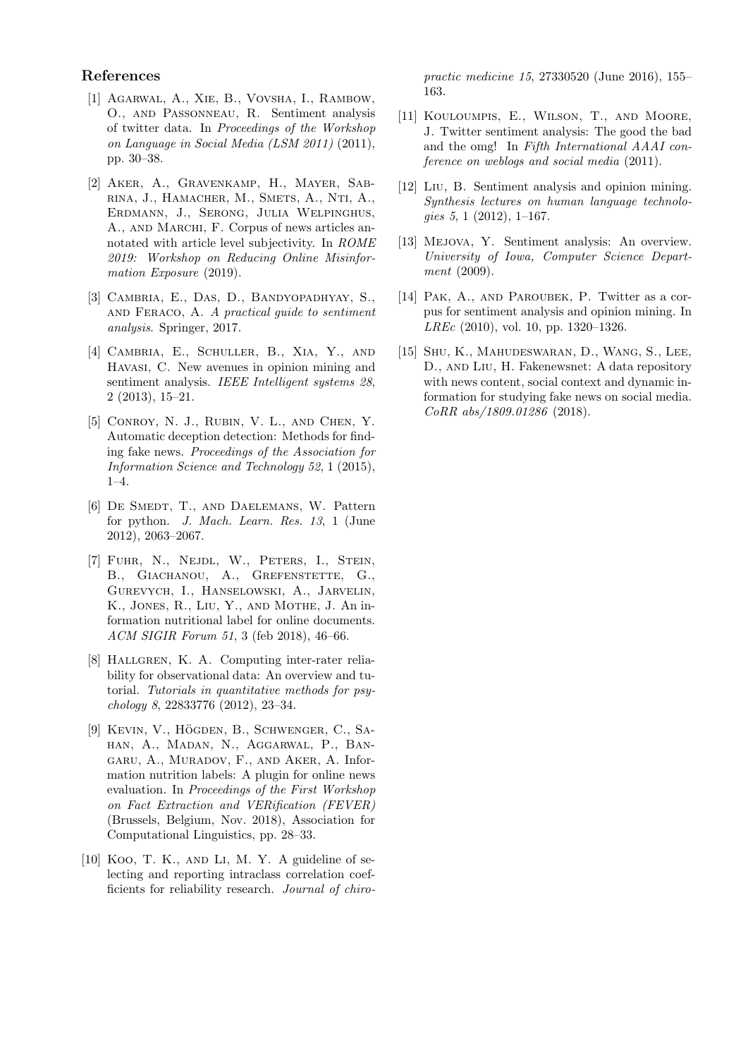## References

[1] Agarwal, A., Xie, B., Vovsha, I., Rambow, O., and Passonneau, R. Sentiment analysis of twitter data. In *Proceedings of the Workshop on Language in Social Media (LSM 2011)* (2011), pp. 30–38.

[2] Aker, A., Gravenkamp, H., Mayer, Sabrina, J., Hamacher, M., Smets, A., Nti, A., Erdmann, J., Serong, Julia Welpinghus, A., and Marchi, F. Corpus of news articles annotated with article level subjectivity. In *ROME 2019: Workshop on Reducing Online Misinformation Exposure* (2019).

[3] Cambria, E., Das, D., Bandyopadhyay, S., and Feraco, A. *A practical guide to sentiment analysis*. Springer, 2017.

[4] Cambria, E., Schuller, B., Xia, Y., and Havasi, C. New avenues in opinion mining and sentiment analysis. *IEEE Intelligent systems 28*, 2 (2013), 15–21.

[5] Conroy, N. J., Rubin, V. L., and Chen, Y. Automatic deception detection: Methods for finding fake news. *Proceedings of the Association for Information Science and Technology 52*, 1 (2015), 1–4.

[6] De Smedt, T., and Daelemans, W. Pattern for python. *J. Mach. Learn. Res. 13*, 1 (June 2012), 2063–2067.

[7] Fuhr, N., Nejdl, W., Peters, I., Stein, B., Giachanou, A., Grefenstette, G., Gurevych, I., Hanselowski, A., Jarvelin, K., Jones, R., Liu, Y., and Mothe, J. An information nutritional label for online documents. *ACM SIGIR Forum 51*, 3 (feb 2018), 46–66.

[8] Hallgren, K. A. Computing inter-rater reliability for observational data: An overview and tutorial. *Tutorials in quantitative methods for psychology 8*, 22833776 (2012), 23–34.

[9] Kevin, V., Högden, B., Schwenger, C., Sahan, A., Madan, N., Aggarwal, P., Bangaru, A., Muradov, F., and Aker, A. Information nutrition labels: A plugin for online news evaluation. In *Proceedings of the First Workshop on Fact Extraction and VERification (FEVER)* (Brussels, Belgium, Nov. 2018), Association for Computational Linguistics, pp. 28–33.

[10] Koo, T. K., and Li, M. Y. A guideline of selecting and reporting intraclass correlation coefficients for reliability research. *Journal of chiropractic medicine 15*, 27330520 (June 2016), 155–163.

[11] Kouloumpis, E., Wilson, T., and Moore, J. Twitter sentiment analysis: The good the bad and the omg! In *Fifth International AAAI conference on weblogs and social media* (2011).

[12] Liu, B. Sentiment analysis and opinion mining. *Synthesis lectures on human language technologies 5*, 1 (2012), 1–167.

[13] Mejova, Y. Sentiment analysis: An overview. *University of Iowa, Computer Science Department* (2009).

[14] Pak, A., and Paroubek, P. Twitter as a corpus for sentiment analysis and opinion mining. In *LREc* (2010), vol. 10, pp. 1320–1326.

[15] Shu, K., Mahudeswaran, D., Wang, S., Lee, D., and Liu, H. Fakenewsnet: A data repository with news content, social context and dynamic information for studying fake news on social media. *CoRR abs/1809.01286* (2018).